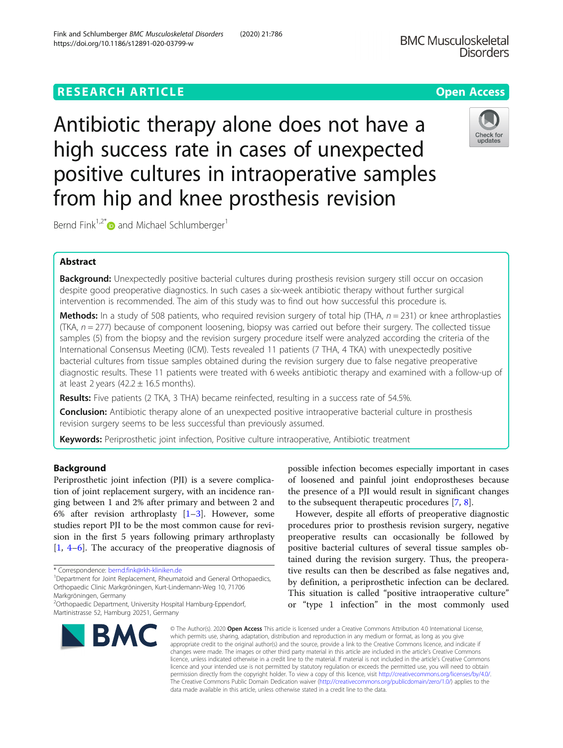RESEARCH ARTICLE

Open Access

# Antibiotic therapy alone does not have a high success rate in cases of unexpected positive cultures in intraoperative samples from hip and knee prosthesis revision

Bernd Fink[1,2*] and Michael Schlumberger[1]

## Abstract

**Background:** Unexpectedly positive bacterial cultures during prosthesis revision surgery still occur on occasion despite good preoperative diagnostics. In such cases a six-week antibiotic therapy without further surgical intervention is recommended. The aim of this study was to find out how successful this procedure is.

**Methods:** In a study of 508 patients, who required revision surgery of total hip (THA, $n = 231$) or knee arthroplasties (TKA, $n = 277$) because of component loosening, biopsy was carried out before their surgery. The collected tissue samples (5) from the biopsy and the revision surgery procedure itself were analyzed according the criteria of the International Consensus Meeting (ICM). Tests revealed 11 patients (7 THA, 4 TKA) with unexpectedly positive bacterial cultures from tissue samples obtained during the revision surgery due to false negative preoperative diagnostic results. These 11 patients were treated with 6 weeks antibiotic therapy and examined with a follow-up of at least 2 years (42.2 ± 16.5 months).

**Results:** Five patients (2 TKA, 3 THA) became reinfected, resulting in a success rate of 54.5%.

**Conclusion:** Antibiotic therapy alone of an unexpected positive intraoperative bacterial culture in prosthesis revision surgery seems to be less successful than previously assumed.

**Keywords:** Periprosthetic joint infection, Positive culture intraoperative, Antibiotic treatment

## Background

Periprosthetic joint infection (PJI) is a severe complication of joint replacement surgery, with an incidence ranging between 1 and 2% after primary and between 2 and 6% after revision arthroplasty [1–3]. However, some studies report PJI to be the most common cause for revision in the first 5 years following primary arthroplasty [1, 4–6]. The accuracy of the preoperative diagnosis of possible infection becomes especially important in cases of loosened and painful joint endoprostheses because the presence of a PJI would result in significant changes to the subsequent therapeutic procedures [7, 8].

However, despite all efforts of preoperative diagnostic procedures prior to prosthesis revision surgery, negative preoperative results can occasionally be followed by positive bacterial cultures of several tissue samples obtained during the revision surgery. Thus, the preoperative results can then be described as false negatives and, by definition, a periprosthetic infection can be declared. This situation is called "positive intraoperative culture" or "type 1 infection" in the most commonly used

* Correspondence: bernd.fink@rkh-kliniken.de

[1] Department for Joint Replacement, Rheumatoid and General Orthopaedics, Orthopaedic Clinic Markgröningen, Kurt-Lindemann-Weg 10, 71706 Markgröningen, Germany

[2] Orthopaedic Department, University Hospital Hamburg-Eppendorf, Martinistrasse 52, Hamburg 20251, Germany

© The Author(s). 2020 **Open Access** This article is licensed under a Creative Commons Attribution 4.0 International License, which permits use, sharing, adaptation, distribution and reproduction in any medium or format, as long as you give appropriate credit to the original author(s) and the source, provide a link to the Creative Commons licence, and indicate if changes were made. The images or other third party material in this article are included in the article's Creative Commons licence, unless indicated otherwise in a credit line to the material. If material is not included in the article's Creative Commons licence and your intended use is not permitted by statutory regulation or exceeds the permitted use, you will need to obtain permission directly from the copyright holder. To view a copy of this licence, visit http://creativecommons.org/licenses/by/4.0/. The Creative Commons Public Domain Dedication waiver (http://creativecommons.org/publicdomain/zero/1.0/) applies to the data made available in this article, unless otherwise stated in a credit line to the data.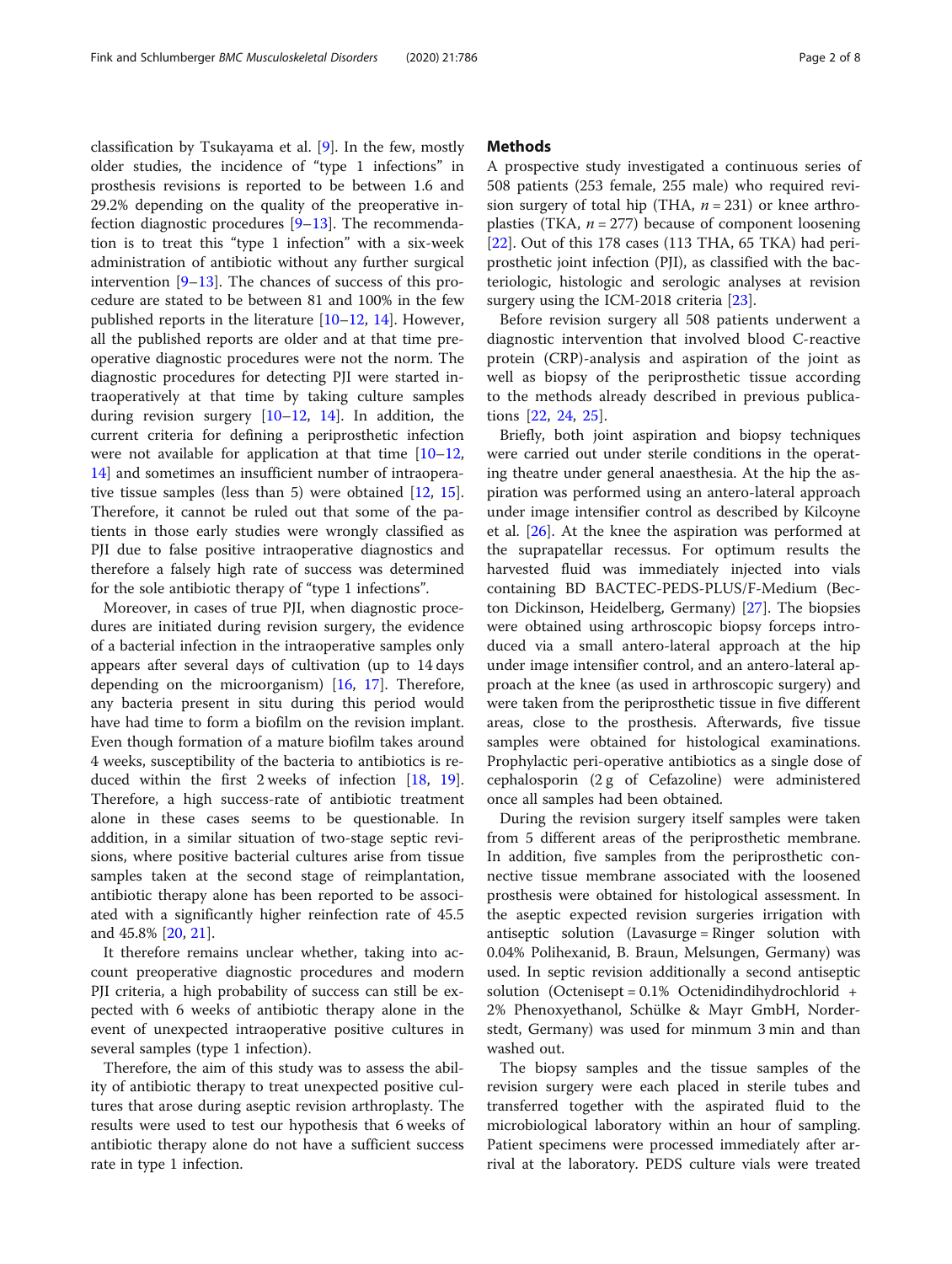classification by Tsukayama et al. [9]. In the few, mostly older studies, the incidence of "type 1 infections" in prosthesis revisions is reported to be between 1.6 and 29.2% depending on the quality of the preoperative infection diagnostic procedures [9–13]. The recommendation is to treat this "type 1 infection" with a six-week administration of antibiotic without any further surgical intervention [9–13]. The chances of success of this procedure are stated to be between 81 and 100% in the few published reports in the literature [10–12, 14]. However, all the published reports are older and at that time preoperative diagnostic procedures were not the norm. The diagnostic procedures for detecting PJI were started intraoperatively at that time by taking culture samples during revision surgery [10–12, 14]. In addition, the current criteria for defining a periprosthetic infection were not available for application at that time [10–12, 14] and sometimes an insufficient number of intraoperative tissue samples (less than 5) were obtained [12, 15]. Therefore, it cannot be ruled out that some of the patients in those early studies were wrongly classified as PJI due to false positive intraoperative diagnostics and therefore a falsely high rate of success was determined for the sole antibiotic therapy of "type 1 infections".

Moreover, in cases of true PJI, when diagnostic procedures are initiated during revision surgery, the evidence of a bacterial infection in the intraoperative samples only appears after several days of cultivation (up to 14 days depending on the microorganism) [16, 17]. Therefore, any bacteria present in situ during this period would have had time to form a biofilm on the revision implant. Even though formation of a mature biofilm takes around 4 weeks, susceptibility of the bacteria to antibiotics is reduced within the first 2 weeks of infection [18, 19]. Therefore, a high success-rate of antibiotic treatment alone in these cases seems to be questionable. In addition, in a similar situation of two-stage septic revisions, where positive bacterial cultures arise from tissue samples taken at the second stage of reimplantation, antibiotic therapy alone has been reported to be associated with a significantly higher reinfection rate of 45.5 and 45.8% [20, 21].

It therefore remains unclear whether, taking into account preoperative diagnostic procedures and modern PJI criteria, a high probability of success can still be expected with 6 weeks of antibiotic therapy alone in the event of unexpected intraoperative positive cultures in several samples (type 1 infection).

Therefore, the aim of this study was to assess the ability of antibiotic therapy to treat unexpected positive cultures that arose during aseptic revision arthroplasty. The results were used to test our hypothesis that 6 weeks of antibiotic therapy alone do not have a sufficient success rate in type 1 infection.

## Methods

A prospective study investigated a continuous series of 508 patients (253 female, 255 male) who required revision surgery of total hip (THA, $n = 231$) or knee arthroplasties (TKA, $n = 277$) because of component loosening [22]. Out of this 178 cases (113 THA, 65 TKA) had periprosthetic joint infection (PJI), as classified with the bacteriologic, histologic and serologic analyses at revision surgery using the ICM-2018 criteria [23].

Before revision surgery all 508 patients underwent a diagnostic intervention that involved blood C-reactive protein (CRP)-analysis and aspiration of the joint as well as biopsy of the periprosthetic tissue according to the methods already described in previous publications [22, 24, 25].

Briefly, both joint aspiration and biopsy techniques were carried out under sterile conditions in the operating theatre under general anaesthesia. At the hip the aspiration was performed using an antero-lateral approach under image intensifier control as described by Kilcoyne et al. [26]. At the knee the aspiration was performed at the suprapatellar recessus. For optimum results the harvested fluid was immediately injected into vials containing BD BACTEC-PEDS-PLUS/F-Medium (Becton Dickinson, Heidelberg, Germany) [27]. The biopsies were obtained using arthroscopic biopsy forceps introduced via a small antero-lateral approach at the hip under image intensifier control, and an antero-lateral approach at the knee (as used in arthroscopic surgery) and were taken from the periprosthetic tissue in five different areas, close to the prosthesis. Afterwards, five tissue samples were obtained for histological examinations. Prophylactic peri-operative antibiotics as a single dose of cephalosporin (2 g of Cefazoline) were administered once all samples had been obtained.

During the revision surgery itself samples were taken from 5 different areas of the periprosthetic membrane. In addition, five samples from the periprosthetic connective tissue membrane associated with the loosened prosthesis were obtained for histological assessment. In the aseptic expected revision surgeries irrigation with antiseptic solution (Lavasurge = Ringer solution with 0.04% Polihexanid, B. Braun, Melsungen, Germany) was used. In septic revision additionally a second antiseptic solution (Octenisept = 0.1% Octenidindihydrochlorid + 2% Phenoxyethanol, Schülke & Mayr GmbH, Norderstedt, Germany) was used for minmum 3 min and than washed out.

The biopsy samples and the tissue samples of the revision surgery were each placed in sterile tubes and transferred together with the aspirated fluid to the microbiological laboratory within an hour of sampling. Patient specimens were processed immediately after arrival at the laboratory. PEDS culture vials were treated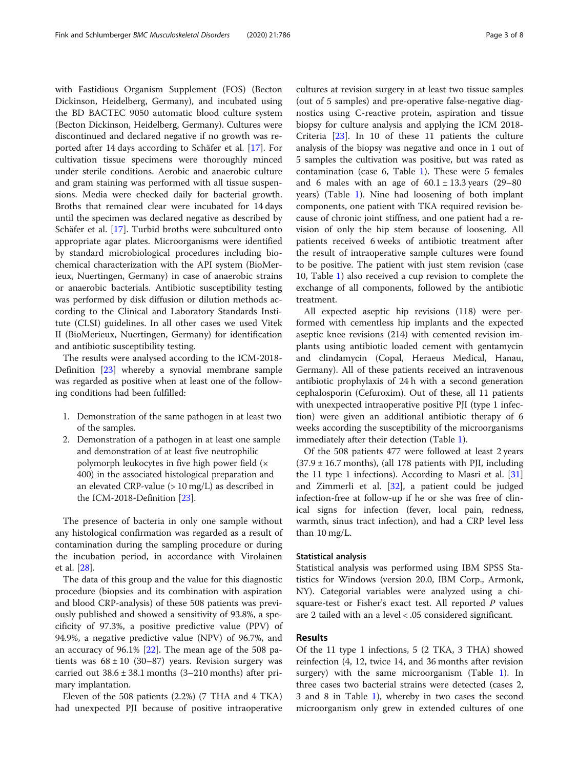with Fastidious Organism Supplement (FOS) (Becton Dickinson, Heidelberg, Germany), and incubated using the BD BACTEC 9050 automatic blood culture system (Becton Dickinson, Heidelberg, Germany). Cultures were discontinued and declared negative if no growth was reported after 14 days according to Schäfer et al. [17]. For cultivation tissue specimens were thoroughly minced under sterile conditions. Aerobic and anaerobic culture and gram staining was performed with all tissue suspensions. Media were checked daily for bacterial growth. Broths that remained clear were incubated for 14 days until the specimen was declared negative as described by Schäfer et al. [17]. Turbid broths were subcultured onto appropriate agar plates. Microorganisms were identified by standard microbiological procedures including biochemical characterization with the API system (BioMerieux, Nuertingen, Germany) in case of anaerobic strains or anaerobic bacterials. Antibiotic susceptibility testing was performed by disk diffusion or dilution methods according to the Clinical and Laboratory Standards Institute (CLSI) guidelines. In all other cases we used Vitek II (BioMerieux, Nuertingen, Germany) for identification and antibiotic susceptibility testing.

The results were analysed according to the ICM-2018-Definition [23] whereby a synovial membrane sample was regarded as positive when at least one of the following conditions had been fulfilled:

1. Demonstration of the same pathogen in at least two of the samples.
2. Demonstration of a pathogen in at least one sample and demonstration of at least five neutrophilic polymorph leukocytes in five high power field (× 400) in the associated histological preparation and an elevated CRP-value (> 10 mg/L) as described in the ICM-2018-Definition [23].

The presence of bacteria in only one sample without any histological confirmation was regarded as a result of contamination during the sampling procedure or during the incubation period, in accordance with Virolainen et al. [28].

The data of this group and the value for this diagnostic procedure (biopsies and its combination with aspiration and blood CRP-analysis) of these 508 patients was previously published and showed a sensitivity of 93.8%, a specificity of 97.3%, a positive predictive value (PPV) of 94.9%, a negative predictive value (NPV) of 96.7%, and an accuracy of 96.1% [22]. The mean age of the 508 patients was 68 ± 10 (30–87) years. Revision surgery was carried out 38.6 ± 38.1 months (3–210 months) after primary implantation.

Eleven of the 508 patients (2.2%) (7 THA and 4 TKA) had unexpected PJI because of positive intraoperative cultures at revision surgery in at least two tissue samples (out of 5 samples) and pre-operative false-negative diagnostics using C-reactive protein, aspiration and tissue biopsy for culture analysis and applying the ICM 2018-Criteria [23]. In 10 of these 11 patients the culture analysis of the biopsy was negative and once in 1 out of 5 samples the cultivation was positive, but was rated as contamination (case 6, Table 1). These were 5 females and 6 males with an age of 60.1 ± 13.3 years (29–80 years) (Table 1). Nine had loosening of both implant components, one patient with TKA required revision because of chronic joint stiffness, and one patient had a revision of only the hip stem because of loosening. All patients received 6 weeks of antibiotic treatment after the result of intraoperative sample cultures were found to be positive. The patient with just stem revision (case 10, Table 1) also received a cup revision to complete the exchange of all components, followed by the antibiotic treatment.

All expected aseptic hip revisions (118) were performed with cementless hip implants and the expected aseptic knee revisions (214) with cemented revision implants using antibiotic loaded cement with gentamycin and clindamycin (Copal, Heraeus Medical, Hanau, Germany). All of these patients received an intravenous antibiotic prophylaxis of 24 h with a second generation cephalosporin (Cefuroxim). Out of these, all 11 patients with unexpected intraoperative positive PJI (type 1 infection) were given an additional antibiotic therapy of 6 weeks according the susceptibility of the microorganisms immediately after their detection (Table 1).

Of the 508 patients 477 were followed at least 2 years (37.9 ± 16.7 months), (all 178 patients with PJI, including the 11 type 1 infections). According to Masri et al. [31] and Zimmerli et al. [32], a patient could be judged infection-free at follow-up if he or she was free of clinical signs for infection (fever, local pain, redness, warmth, sinus tract infection), and had a CRP level less than 10 mg/L.

### Statistical analysis

Statistical analysis was performed using IBM SPSS Statistics for Windows (version 20.0, IBM Corp., Armonk, NY). Categorial variables were analyzed using a chi-square-test or Fisher's exact test. All reported $P$ values are 2 tailed with an a level < .05 considered significant.

## Results

Of the 11 type 1 infections, 5 (2 TKA, 3 THA) showed reinfection (4, 12, twice 14, and 36 months after revision surgery) with the same microorganism (Table 1). In three cases two bacterial strains were detected (cases 2, 3 and 8 in Table 1), whereby in two cases the second microorganism only grew in extended cultures of one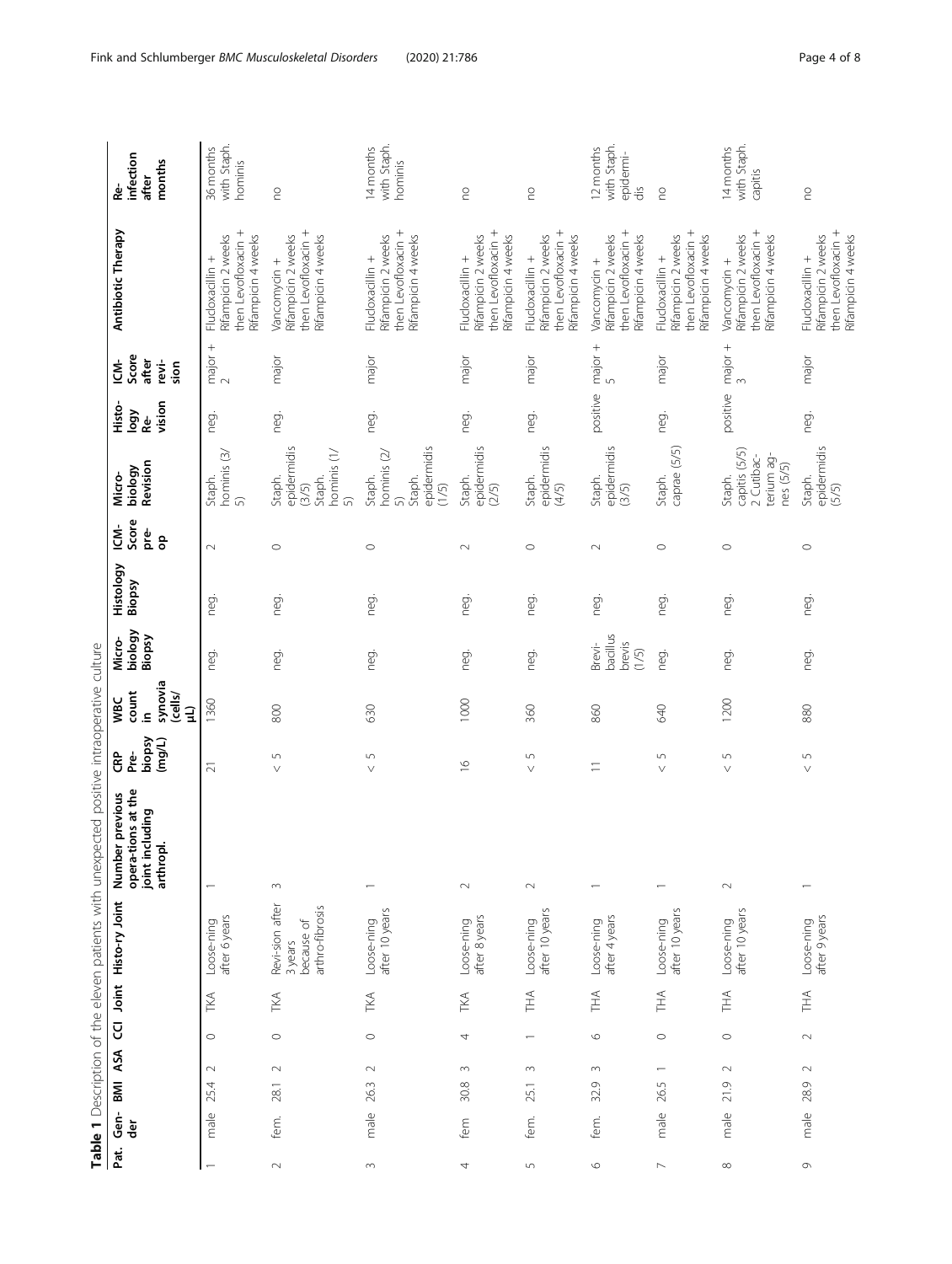**Table 1** Description of the eleven patients with unexpected positive intraoperative culture

| Pat. | Gender | BMI | ASA | CCI | Joint | History Joint | Number previous operations at the joint including arthropl. | CRP Pre-biopsy (mg/L) | WBC count in synovia (cells/µL) | Microbiology Biopsy | Histology Biopsy | ICM-Score pre-op | Microbiology Revision | Histology Revision | ICM-Score after revision | Antibiotic Therapy | Re-infection after months |
| --- | --- | --- | --- | --- | --- | --- | --- | --- | --- | --- | --- | --- | --- | --- | --- | --- | --- |
| 1 | male | 25.4 | 2 | 0 | TKA | Loosening after 6 years | 1 | 21 | 1360 | neg. | neg. | 2 | Staph. hominis (3/5) | neg. | major + 2 | Flucloxacillin + Rifampicin 2 weeks then Levofloxacin + Rifampicin 4 weeks | 36 months with Staph. hominis |
| 2 | fem. | 28.1 | 2 | 0 | TKA | Revision after 3 years because of arthrofibrosis | 3 | < 5 | 800 | neg. | neg. | 0 | Staph. epidermidis (3/5) Staph. hominis (1/5) | neg. | major | Vancomycin + Rifampicin 2 weeks then Levofloxacin + Rifampicin 4 weeks | no |
| 3 | male | 26.3 | 2 | 0 | TKA | Loosening after 10 years | 1 | < 5 | 630 | neg. | neg. | 0 | Staph. hominis (2/5) Staph. epidermidis (1/5) | neg. | major | Flucloxacillin + Rifampicin 2 weeks then Levofloxacin + Rifampicin 4 weeks | 14 months with Staph. hominis |
| 4 | fem | 30.8 | 3 | 4 | TKA | Loosening after 8 years | 2 | 16 | 1000 | neg. | neg. | 2 | Staph. epidermidis (2/5) | neg. | major | Flucloxacillin + Rifampicin 2 weeks then Levofloxacin + Rifampicin 4 weeks | no |
| 5 | fem. | 25.1 | 3 | 1 | THA | Loosening after 10 years | 2 | < 5 | 360 | neg. | neg. | 0 | Staph. epidermidis (4/5) | neg. | major | Flucloxacillin + Rifampicin 2 weeks then Levofloxacin + Rifampicin 4 weeks | no |
| 6 | fem. | 32.9 | 3 | 6 | THA | Loosening after 4 years | 1 | 11 | 860 | Brevibacillus brevis (1/5) | neg. | 2 | Staph. epidermidis (3/5) | positive | major + 5 | Vancomycin + Rifampicin 2 weeks then Levofloxacin + Rifampicin 4 weeks | 12 months with Staph. epidermidis |
| 7 | male | 26.5 | 1 | 0 | THA | Loosening after 10 years | 1 | < 5 | 640 | neg. | neg. | 0 | Staph. caprae (5/5) | neg. | major | Flucloxacillin + Rifampicin 2 weeks then Levofloxacin + Rifampicin 4 weeks | no |
| 8 | male | 21.9 | 2 | 0 | THA | Loosening after 10 years | 2 | < 5 | 1200 | neg. | neg. | 0 | Staph. capitis (5/5) 2 Cutibacterium agnes (5/5) | positive | major + 3 | Vancomycin + Rifampicin 2 weeks then Levofloxacin + Rifampicin 4 weeks | 14 months with Staph. capitis |
| 9 | male | 28.9 | 2 | 2 | THA | Loosening after 9 years | 1 | < 5 | 880 | neg. | neg. | 0 | Staph. epidermidis (5/5) | neg. | major | Flucloxacillin + Rifampicin 2 weeks then Levofloxacin + Rifampicin 4 weeks | no |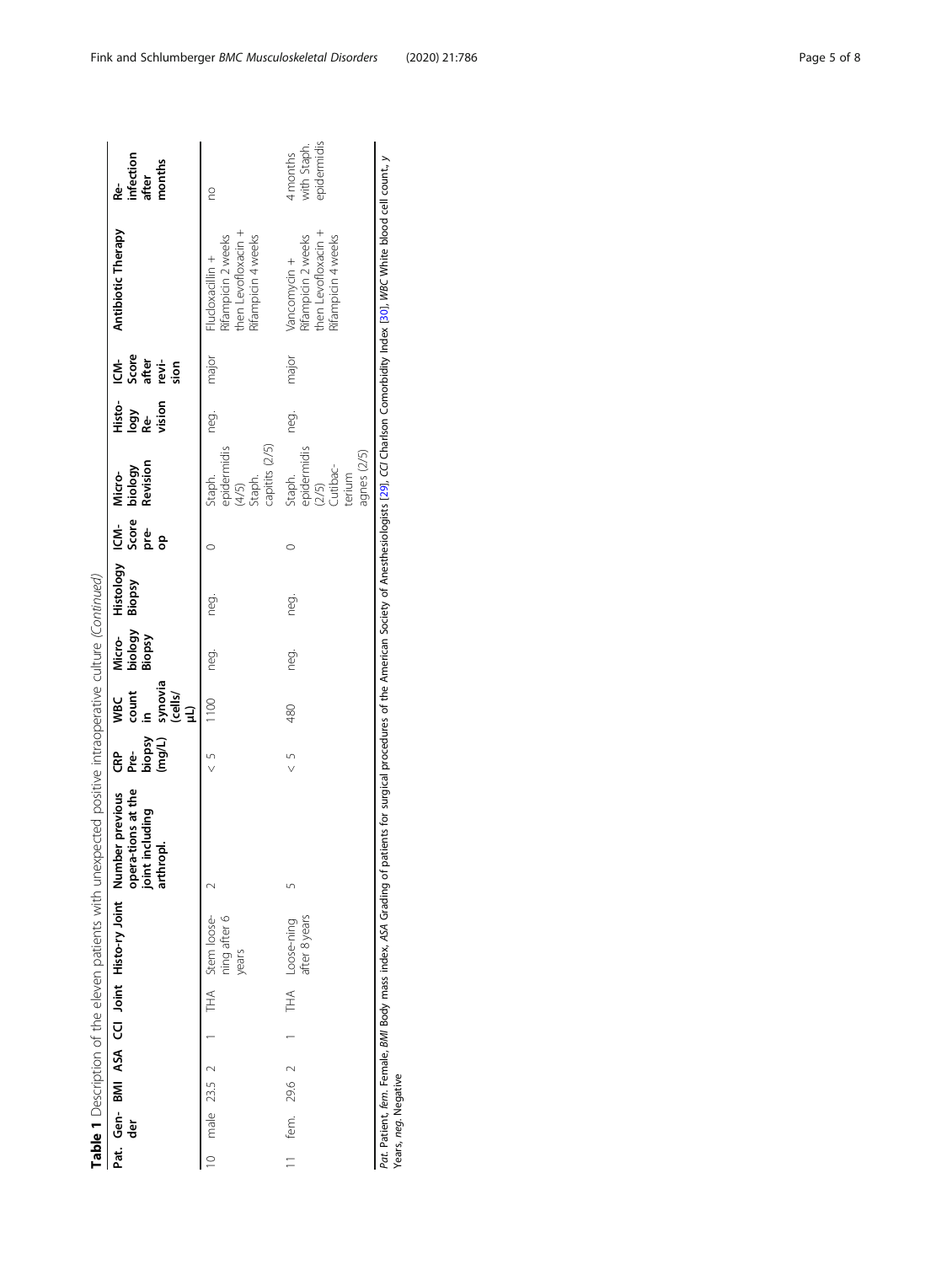**Table 1** Description of the eleven patients with unexpected positive intraoperative culture *(Continued)*

| Pat. | Gen-der | BMI | ASA | CCI | Joint | Histo-ry Joint | Number previous opera-tions at the joint including arthropl. | CRP Pre-biopsy (mg/L) | WBC count in synovia (cells/µL) | Micro-biology Biopsy | Histology Biopsy | ICM-Score pre-op | Micro-biology Revision | Histo-logy Re-vision | ICM-Score after revi-sion | Antibiotic Therapy | Re-infection after months |
|---|---|---|---|---|---|---|---|---|---|---|---|---|---|---|---|---|---|
| 10 | male | 23.5 | 2 | 1 | THA | Stem loose-ning after 6 years | 2 | < 5 | 1100 | neg. | neg. | 0 | Staph. epidermidis (4/5) Staph. capitis (2/5) | neg. | major | Flucloxacillin + Rifampicin 2 weeks then Levofloxacin + Rifampicin 4 weeks | no |
| 11 | fem. | 29.6 | 2 | 1 | THA | Loose-ning after 8 years | 5 | < 5 | 480 | neg. | neg. | 0 | Staph. epidermidis (2/5) Cutibac-terium agnes (2/5) | neg. | major | Vancomycin + Rifampicin 2 weeks then Levofloxacin + Rifampicin 4 weeks | 4 months with Staph. epidermidis |

*Pat.* Patient, *fem.* Female, *BMI* Body mass index, *ASA* Grading of patients for surgical procedures of the American Society of Anesthesiologists [29], *CCI* Charlson Comorbidity Index [30], *WBC* White blood cell count, *y* Years, *neg.* Negative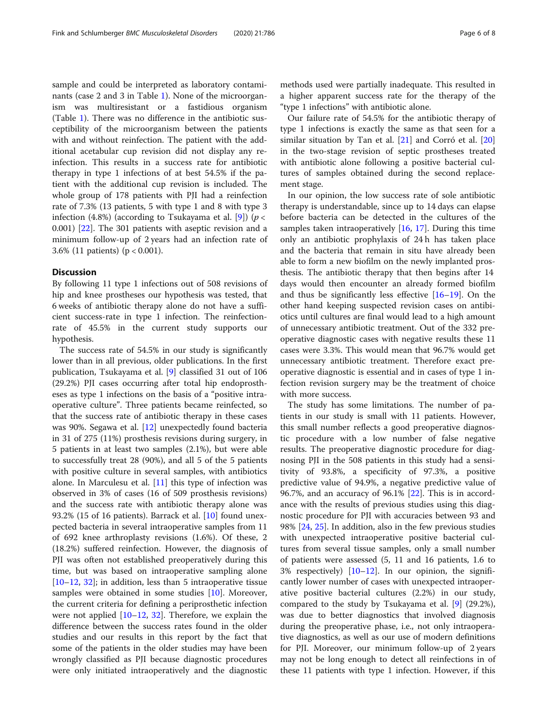sample and could be interpreted as laboratory contaminants (case 2 and 3 in Table 1). None of the microorganism was multiresistant or a fastidious organism (Table 1). There was no difference in the antibiotic susceptibility of the microorganism between the patients with and without reinfection. The patient with the additional acetabular cup revision did not display any reinfection. This results in a success rate for antibiotic therapy in type 1 infections of at best 54.5% if the patient with the additional cup revision is included. The whole group of 178 patients with PJI had a reinfection rate of 7.3% (13 patients, 5 with type 1 and 8 with type 3 infection (4.8%) (according to Tsukayama et al. [9]) ($p < 0.001$) [22]. The 301 patients with aseptic revision and a minimum follow-up of 2 years had an infection rate of 3.6% (11 patients) ($p < 0.001$).

## Discussion

By following 11 type 1 infections out of 508 revisions of hip and knee prostheses our hypothesis was tested, that 6 weeks of antibiotic therapy alone do not have a sufficient success-rate in type 1 infection. The reinfection-rate of 45.5% in the current study supports our hypothesis.

The success rate of 54.5% in our study is significantly lower than in all previous, older publications. In the first publication, Tsukayama et al. [9] classified 31 out of 106 (29.2%) PJI cases occurring after total hip endoprostheses as type 1 infections on the basis of a "positive intraoperative culture". Three patients became reinfected, so that the success rate of antibiotic therapy in these cases was 90%. Segawa et al. [12] unexpectedly found bacteria in 31 of 275 (11%) prosthesis revisions during surgery, in 5 patients in at least two samples (2.1%), but were able to successfully treat 28 (90%), and all 5 of the 5 patients with positive culture in several samples, with antibiotics alone. In Marculesu et al. [11] this type of infection was observed in 3% of cases (16 of 509 prosthesis revisions) and the success rate with antibiotic therapy alone was 93.2% (15 of 16 patients). Barrack et al. [10] found unexpected bacteria in several intraoperative samples from 11 of 692 knee arthroplasty revisions (1.6%). Of these, 2 (18.2%) suffered reinfection. However, the diagnosis of PJI was often not established preoperatively during this time, but was based on intraoperative sampling alone [10–12, 32]; in addition, less than 5 intraoperative tissue samples were obtained in some studies [10]. Moreover, the current criteria for defining a periprosthetic infection were not applied [10–12, 32]. Therefore, we explain the difference between the success rates found in the older studies and our results in this report by the fact that some of the patients in the older studies may have been wrongly classified as PJI because diagnostic procedures were only initiated intraoperatively and the diagnostic methods used were partially inadequate. This resulted in a higher apparent success rate for the therapy of the "type 1 infections" with antibiotic alone.

Our failure rate of 54.5% for the antibiotic therapy of type 1 infections is exactly the same as that seen for a similar situation by Tan et al. [21] and Corró et al. [20] in the two-stage revision of septic prostheses treated with antibiotic alone following a positive bacterial cultures of samples obtained during the second replacement stage.

In our opinion, the low success rate of sole antibiotic therapy is understandable, since up to 14 days can elapse before bacteria can be detected in the cultures of the samples taken intraoperatively [16, 17]. During this time only an antibiotic prophylaxis of 24 h has taken place and the bacteria that remain in situ have already been able to form a new biofilm on the newly implanted prosthesis. The antibiotic therapy that then begins after 14 days would then encounter an already formed biofilm and thus be significantly less effective [16–19]. On the other hand keeping suspected revision cases on antibiotics until cultures are final would lead to a high amount of unnecessary antibiotic treatment. Out of the 332 preoperative diagnostic cases with negative results these 11 cases were 3.3%. This would mean that 96.7% would get unnecessary antibiotic treatment. Therefore exact preoperative diagnostic is essential and in cases of type 1 infection revision surgery may be the treatment of choice with more success.

The study has some limitations. The number of patients in our study is small with 11 patients. However, this small number reflects a good preoperative diagnostic procedure with a low number of false negative results. The preoperative diagnostic procedure for diagnosing PJI in the 508 patients in this study had a sensitivity of 93.8%, a specificity of 97.3%, a positive predictive value of 94.9%, a negative predictive value of 96.7%, and an accuracy of 96.1% [22]. This is in accordance with the results of previous studies using this diagnostic procedure for PJI with accuracies between 93 and 98% [24, 25]. In addition, also in the few previous studies with unexpected intraoperative positive bacterial cultures from several tissue samples, only a small number of patients were assessed (5, 11 and 16 patients, 1.6 to 3% respectively) [10–12]. In our opinion, the significantly lower number of cases with unexpected intraoperative positive bacterial cultures (2.2%) in our study, compared to the study by Tsukayama et al. [9] (29.2%), was due to better diagnostics that involved diagnosis during the preoperative phase, i.e., not only intraoperative diagnostics, as well as our use of modern definitions for PJI. Moreover, our minimum follow-up of 2 years may not be long enough to detect all reinfections in of these 11 patients with type 1 infection. However, if this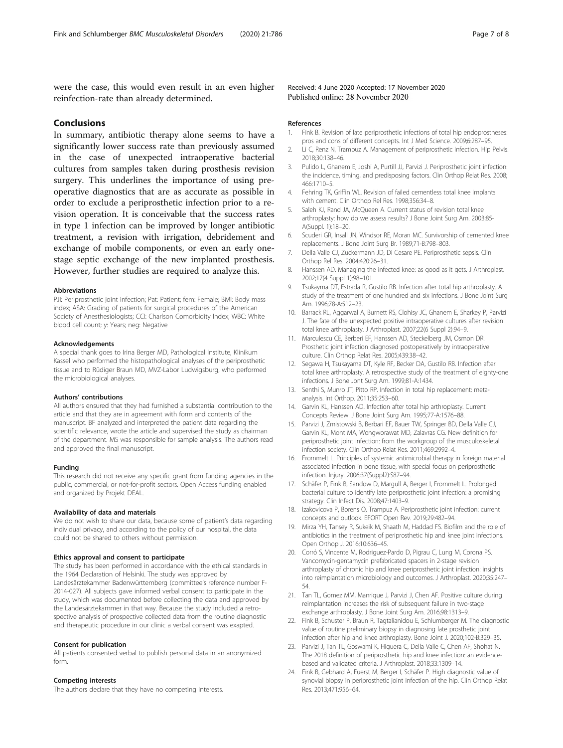were the case, this would even result in an even higher reinfection-rate than already determined.

## Conclusions

In summary, antibiotic therapy alone seems to have a significantly lower success rate than previously assumed in the case of unexpected intraoperative bacterial cultures from samples taken during prosthesis revision surgery. This underlines the importance of using preoperative diagnostics that are as accurate as possible in order to exclude a periprosthetic infection prior to a revision operation. It is conceivable that the success rates in type 1 infection can be improved by longer antibiotic treatment, a revision with irrigation, debridement and exchange of mobile components, or even an early one-stage septic exchange of the new implanted prosthesis. However, further studies are required to analyze this.

#### Abbreviations

PJI: Periprosthetic joint infection; Pat: Patient; fem: Female; BMI: Body mass index; ASA: Grading of patients for surgical procedures of the American Society of Anesthesiologists; CCI: Charlson Comorbidity Index; WBC: White blood cell count; y: Years; neg: Negative

#### Acknowledgements

A special thank goes to Irina Berger MD, Pathological Institute, Klinikum Kassel who performed the histopathological analyses of the periprosthetic tissue and to Rüdiger Braun MD, MVZ-Labor Ludwigsburg, who performed the microbiological analyses.

#### Authors' contributions

All authors ensured that they had furnished a substantial contribution to the article and that they are in agreement with form and contents of the manuscript. BF analyzed and interpreted the patient data regarding the scientific relevance, wrote the article and supervised the study as chairman of the department. MS was responsible for sample analysis. The authors read and approved the final manuscript.

#### Funding

This research did not receive any specific grant from funding agencies in the public, commercial, or not-for-profit sectors. Open Access funding enabled and organized by Projekt DEAL.

#### Availability of data and materials

We do not wish to share our data, because some of patient's data regarding individual privacy, and according to the policy of our hospital, the data could not be shared to others without permission.

#### Ethics approval and consent to participate

The study has been performed in accordance with the ethical standards in the 1964 Declaration of Helsinki. The study was approved by Landesärztekammer Badenwürttemberg (committee's reference number F-2014-027). All subjects gave informed verbal consent to participate in the study, which was documented before collecting the data and approved by the Landesärztekammer in that way. Because the study included a retrospective analysis of prospective collected data from the routine diagnostic and therapeutic procedure in our clinic a verbal consent was exapted.

#### Consent for publication

All patients consented verbal to publish personal data in an anonymized form.

#### Competing interests

The authors declare that they have no competing interests.

Received: 4 June 2020 Accepted: 17 November 2020
Published online: 28 November 2020

#### References

1. Fink B. Revision of late periprosthetic infections of total hip endoprostheses: pros and cons of different concepts. Int J Med Science. 2009;6:287–95.
2. Li C, Renz N, Trampuz A. Management of periprosthetic infection. Hip Pelvis. 2018;30:138–46.
3. Pulido L, Ghanem E, Joshi A, Purtill JJ, Parvizi J. Periprosthetic joint infection: the incidence, timing, and predisposing factors. Clin Orthop Relat Res. 2008; 466:1710–5.
4. Fehring TK, Griffin WL. Revision of failed cementless total knee implants with cement. Clin Orthop Rel Res. 1998;356:34–8.
5. Saleh KJ, Rand JA, McQueen A. Current status of revision total knee arthroplasty: how do we assess results? J Bone Joint Surg Am. 2003;85-A(Suppl. 1):18–20.
6. Scuderi GR, Insall JN, Windsor RE, Moran MC. Survivorship of cemented knee replacements. J Bone Joint Surg Br. 1989;71-B:798–803.
7. Della Valle CJ, Zuckermann JD, Di Cesare PE. Periprosthetic sepsis. Clin Orthop Rel Res. 2004;420:26–31.
8. Hanssen AD. Managing the infected knee: as good as it gets. J Arthroplast. 2002;17(4 Suppl 1):98–101.
9. Tsukayma DT, Estrada R, Gustilo RB. Infection after total hip arthroplasty. A study of the treatment of one hundred and six infections. J Bone Joint Surg Am. 1996;78-A:512–23.
10. Barrack RL, Aggarwal A, Burnett RS, Clohisy JC, Ghanem E, Sharkey P, Parvizi J. The fate of the unexpected positive intraoperative cultures after revision total knee arthroplasty. J Arthroplast. 2007;22(6 Suppl 2):94–9.
11. Marculescu CE, Berberi EF, Hanssen AD, Steckelberg JM, Osmon DR. Prosthetic joint infection diagnosed postoperatively by intraoperative culture. Clin Orthop Relat Res. 2005;439:38–42.
12. Segawa H, Tsukayama DT, Kyle RF, Becker DA, Gustilo RB. Infection after total knee arthroplasty. A retrospective study of the treatment of eighty-one infections. J Bone Jont Surg Am. 1999;81-A:1434.
13. Senthi S, Munro JT, Pitto RP. Infection in total hip replacement: meta-analysis. Int Orthop. 2011;35:253–60.
14. Garvin KL, Hanssen AD. Infection after total hip arthroplasty. Current Concepts Review. J Bone Joint Surg Am. 1995;77-A:1576–88.
15. Parvizi J, Zmistowski B, Berbari EF, Bauer TW, Springer BD, Della Valle CJ, Garvin KL, Mont MA, Wongworawat MD, Zalavras CG. New definition for periprosthetic joint infection: from the workgroup of the musculoskeletal infection society. Clin Orthop Relat Res. 2011;469:2992–4.
16. Frommelt L. Principles of systemic antimicrobial therapy in foreign material associated infection in bone tissue, with special focus on periprosthetic infection. Injury. 2006;37(Suppl2):S87–94.
17. Schäfer P, Fink B, Sandow D, Margull A, Berger I, Frommelt L. Prolonged bacterial culture to identify late periprosthetic joint infection: a promising strategy. Clin Infect Dis. 2008;47:1403–9.
18. Izakovicova P, Borens O, Trampuz A. Periprosthetic joint infection: current concepts and outlook. EFORT Open Rev. 2019;29:482–94.
19. Mirza YH, Tansey R, Sukeik M, Shaath M, Haddad FS. Biofilm and the role of antibiotics in the treatment of periprosthetic hip and knee joint infections. Open Orthop J. 2016;10:636–45.
20. Corró S, Vincente M, Rodriguez-Pardo D, Pigrau C, Lung M, Corona PS. Vancomycin-gentamycin prefabricated spacers in 2-stage revision arthroplasty of chronic hip and knee periprosthetic joint infection: insights into reimplantation microbiology and outcomes. J Arthroplast. 2020;35:247–54.
21. Tan TL, Gomez MM, Manrique J, Parvizi J, Chen AF. Positive culture during reimplantation increases the risk of subsequent failure in two-stage exchange arthroplasty. J Bone Joint Surg Am. 2016;98:1313–9.
22. Fink B, Schuster P, Braun R, Tagtalianidou E, Schlumberger M. The diagnostic value of routine preliminary biopsy in diagnosing late prosthetic joint infection after hip and knee arthroplasty. Bone Joint J. 2020;102-B:329–35.
23. Parvizi J, Tan TL, Goswami K, Higuera C, Della Valle C, Chen AF, Shohat N. The 2018 definition of periprosthetic hip and knee infection: an evidence-based and validated criteria. J Arthroplast. 2018;33:1309–14.
24. Fink B, Gebhard A, Fuerst M, Berger I, Schäfer P. High diagnostic value of synovial biopsy in periprosthetic joint infection of the hip. Clin Orthop Relat Res. 2013;471:956–64.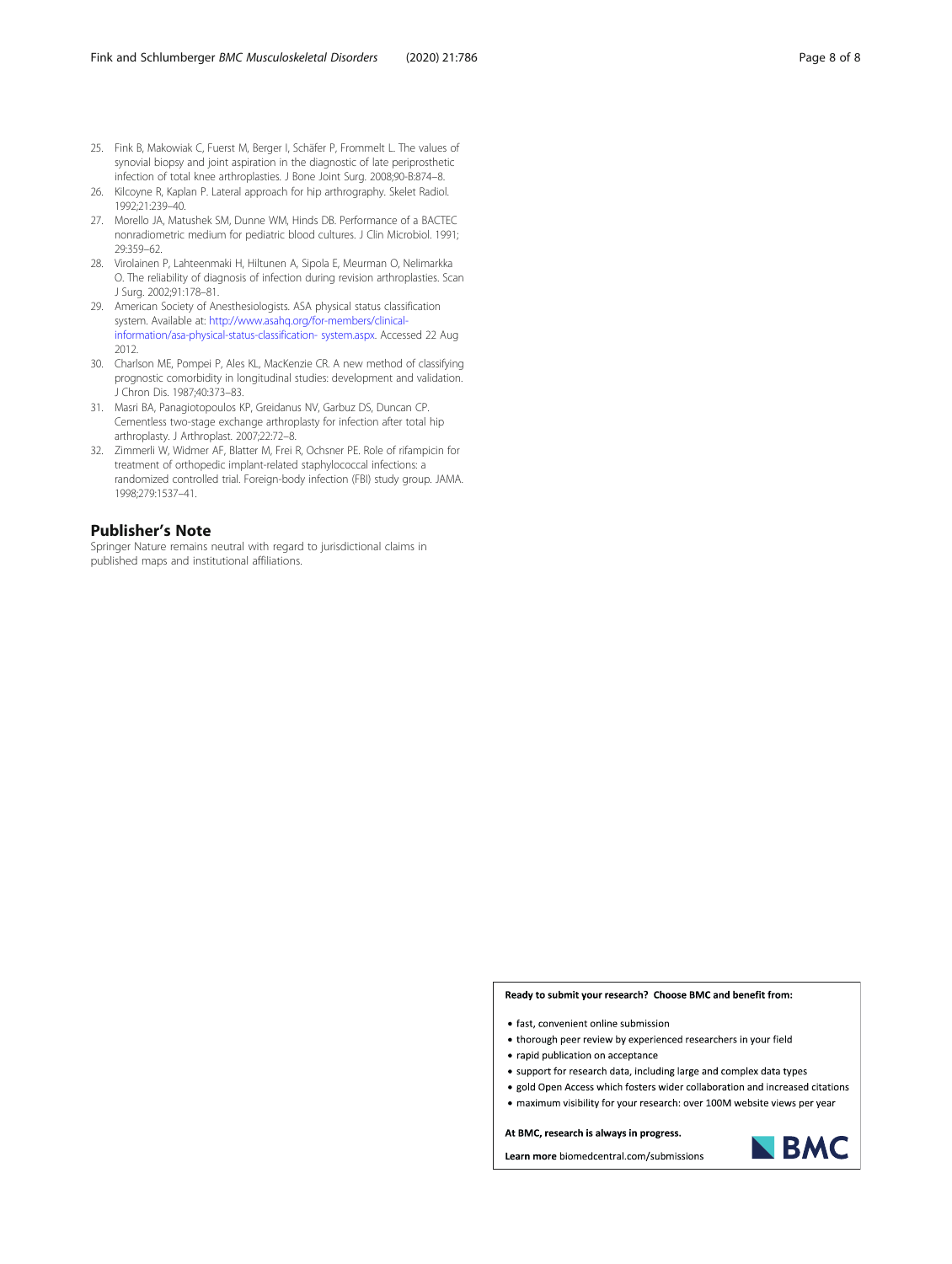25. Fink B, Makowiak C, Fuerst M, Berger I, Schäfer P, Frommelt L. The values of synovial biopsy and joint aspiration in the diagnostic of late periprosthetic infection of total knee arthroplasties. J Bone Joint Surg. 2008;90-B:874–8.
26. Kilcoyne R, Kaplan P. Lateral approach for hip arthrography. Skelet Radiol. 1992;21:239–40.
27. Morello JA, Matushek SM, Dunne WM, Hinds DB. Performance of a BACTEC nonradiometric medium for pediatric blood cultures. J Clin Microbiol. 1991; 29:359–62.
28. Virolainen P, Lahteenmaki H, Hiltunen A, Sipola E, Meurman O, Nelimarkka O. The reliability of diagnosis of infection during revision arthroplasties. Scan J Surg. 2002;91:178–81.
29. American Society of Anesthesiologists. ASA physical status classification system. Available at: http://www.asahq.org/for-members/clinical-information/asa-physical-status-classification- system.aspx. Accessed 22 Aug 2012.
30. Charlson ME, Pompei P, Ales KL, MacKenzie CR. A new method of classifying prognostic comorbidity in longitudinal studies: development and validation. J Chron Dis. 1987;40:373–83.
31. Masri BA, Panagiotopoulos KP, Greidanus NV, Garbuz DS, Duncan CP. Cementless two-stage exchange arthroplasty for infection after total hip arthroplasty. J Arthroplast. 2007;22:72–8.
32. Zimmerli W, Widmer AF, Blatter M, Frei R, Ochsner PE. Role of rifampicin for treatment of orthopedic implant-related staphylococcal infections: a randomized controlled trial. Foreign-body infection (FBI) study group. JAMA. 1998;279:1537–41.

## Publisher's Note

Springer Nature remains neutral with regard to jurisdictional claims in published maps and institutional affiliations.

**Ready to submit your research? Choose BMC and benefit from:**

- fast, convenient online submission
- thorough peer review by experienced researchers in your field
- rapid publication on acceptance
- support for research data, including large and complex data types
- gold Open Access which fosters wider collaboration and increased citations
- maximum visibility for your research: over 100M website views per year

**At BMC, research is always in progress.**

**Learn more** biomedcentral.com/submissions

BMC